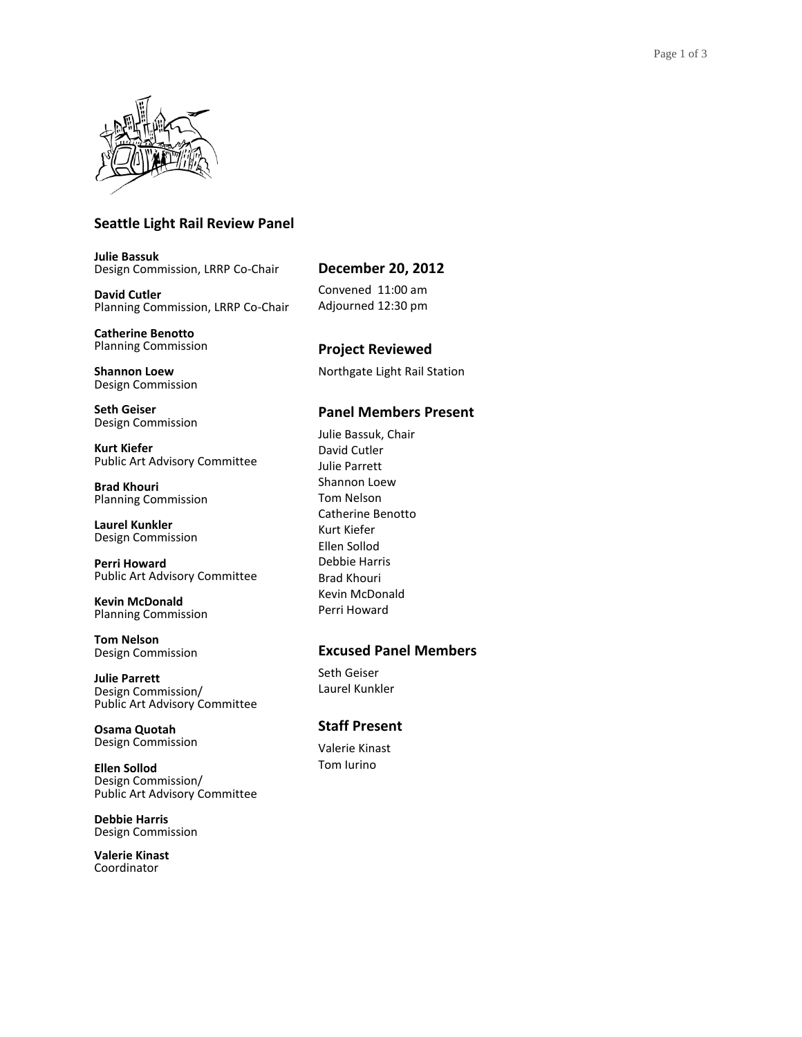## Seattle Light Rail Review Panel

**Julie Bassuk**
Design Commission, LRRP Co-Chair

**David Cutler**
Planning Commission, LRRP Co-Chair

**Catherine Benotto**
Planning Commission

**Shannon Loew**
Design Commission

**Seth Geiser**
Design Commission

**Kurt Kiefer**
Public Art Advisory Committee

**Brad Khouri**
Planning Commission

**Laurel Kunkler**
Design Commission

**Perri Howard**
Public Art Advisory Committee

**Kevin McDonald**
Planning Commission

**Tom Nelson**
Design Commission

**Julie Parrett**
Design Commission/
Public Art Advisory Committee

**Osama Quotah**
Design Commission

**Ellen Sollod**
Design Commission/
Public Art Advisory Committee

**Debbie Harris**
Design Commission

**Valerie Kinast**
Coordinator

## December 20, 2012

Convened 11:00 am
Adjourned 12:30 pm

## Project Reviewed

Northgate Light Rail Station

## Panel Members Present

Julie Bassuk, Chair
David Cutler
Julie Parrett
Shannon Loew
Tom Nelson
Catherine Benotto
Kurt Kiefer
Ellen Sollod
Debbie Harris
Brad Khouri
Kevin McDonald
Perri Howard

## Excused Panel Members

Seth Geiser
Laurel Kunkler

## Staff Present

Valerie Kinast
Tom Iurino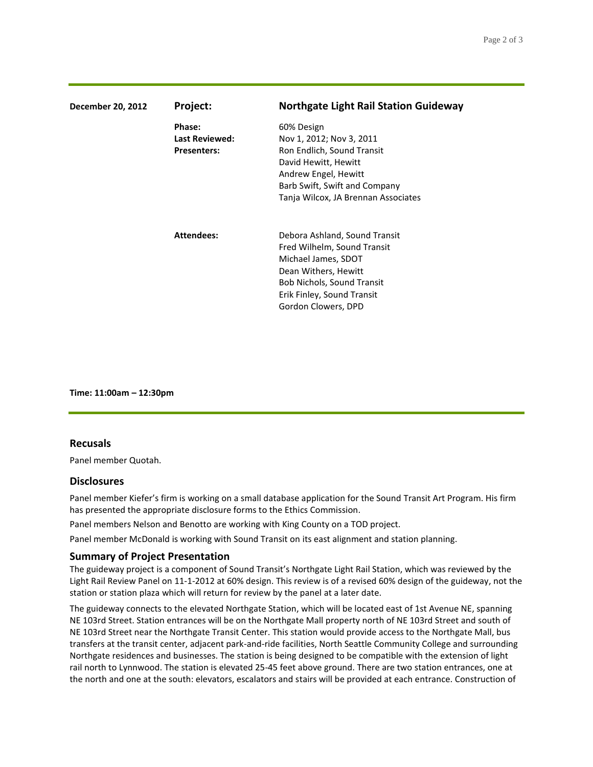**December 20, 2012**

## Project: Northgate Light Rail Station Guideway

| | |
|---|---|
| **Phase:** | 60% Design |
| **Last Reviewed:** | Nov 1, 2012; Nov 3, 2011 |
| **Presenters:** | Ron Endlich, Sound Transit<br>David Hewitt, Hewitt<br>Andrew Engel, Hewitt<br>Barb Swift, Swift and Company<br>Tanja Wilcox, JA Brennan Associates |
| **Attendees:** | Debora Ashland, Sound Transit<br>Fred Wilhelm, Sound Transit<br>Michael James, SDOT<br>Dean Withers, Hewitt<br>Bob Nichols, Sound Transit<br>Erik Finley, Sound Transit<br>Gordon Clowers, DPD |

**Time: 11:00am – 12:30pm**

### Recusals

Panel member Quotah.

### Disclosures

Panel member Kiefer's firm is working on a small database application for the Sound Transit Art Program. His firm has presented the appropriate disclosure forms to the Ethics Commission.

Panel members Nelson and Benotto are working with King County on a TOD project.

Panel member McDonald is working with Sound Transit on its east alignment and station planning.

### Summary of Project Presentation

The guideway project is a component of Sound Transit's Northgate Light Rail Station, which was reviewed by the Light Rail Review Panel on 11-1-2012 at 60% design. This review is of a revised 60% design of the guideway, not the station or station plaza which will return for review by the panel at a later date.

The guideway connects to the elevated Northgate Station, which will be located east of 1st Avenue NE, spanning NE 103rd Street. Station entrances will be on the Northgate Mall property north of NE 103rd Street and south of NE 103rd Street near the Northgate Transit Center. This station would provide access to the Northgate Mall, bus transfers at the transit center, adjacent park-and-ride facilities, North Seattle Community College and surrounding Northgate residences and businesses. The station is being designed to be compatible with the extension of light rail north to Lynnwood. The station is elevated 25-45 feet above ground. There are two station entrances, one at the north and one at the south: elevators, escalators and stairs will be provided at each entrance. Construction of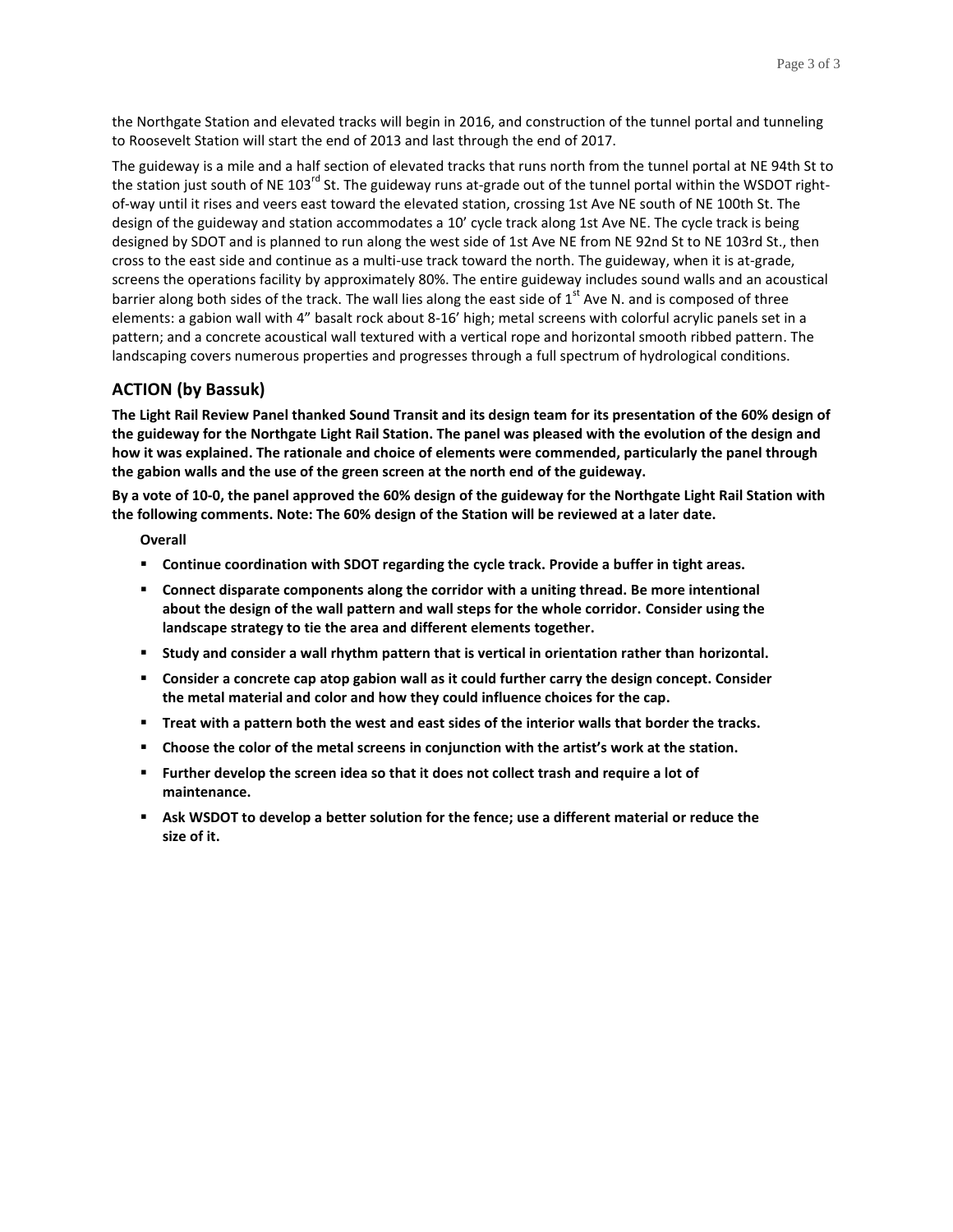the Northgate Station and elevated tracks will begin in 2016, and construction of the tunnel portal and tunneling to Roosevelt Station will start the end of 2013 and last through the end of 2017.

The guideway is a mile and a half section of elevated tracks that runs north from the tunnel portal at NE 94th St to the station just south of NE 103rd St. The guideway runs at-grade out of the tunnel portal within the WSDOT right-of-way until it rises and veers east toward the elevated station, crossing 1st Ave NE south of NE 100th St. The design of the guideway and station accommodates a 10' cycle track along 1st Ave NE. The cycle track is being designed by SDOT and is planned to run along the west side of 1st Ave NE from NE 92nd St to NE 103rd St., then cross to the east side and continue as a multi-use track toward the north. The guideway, when it is at-grade, screens the operations facility by approximately 80%. The entire guideway includes sound walls and an acoustical barrier along both sides of the track. The wall lies along the east side of 1st Ave N. and is composed of three elements: a gabion wall with 4" basalt rock about 8-16' high; metal screens with colorful acrylic panels set in a pattern; and a concrete acoustical wall textured with a vertical rope and horizontal smooth ribbed pattern. The landscaping covers numerous properties and progresses through a full spectrum of hydrological conditions.

## ACTION (by Bassuk)

**The Light Rail Review Panel thanked Sound Transit and its design team for its presentation of the 60% design of the guideway for the Northgate Light Rail Station. The panel was pleased with the evolution of the design and how it was explained. The rationale and choice of elements were commended, particularly the panel through the gabion walls and the use of the green screen at the north end of the guideway.**

**By a vote of 10-0, the panel approved the 60% design of the guideway for the Northgate Light Rail Station with the following comments. Note: The 60% design of the Station will be reviewed at a later date.**

**Overall**

- **Continue coordination with SDOT regarding the cycle track. Provide a buffer in tight areas.**
- **Connect disparate components along the corridor with a uniting thread. Be more intentional about the design of the wall pattern and wall steps for the whole corridor. Consider using the landscape strategy to tie the area and different elements together.**
- **Study and consider a wall rhythm pattern that is vertical in orientation rather than horizontal.**
- **Consider a concrete cap atop gabion wall as it could further carry the design concept. Consider the metal material and color and how they could influence choices for the cap.**
- **Treat with a pattern both the west and east sides of the interior walls that border the tracks.**
- **Choose the color of the metal screens in conjunction with the artist's work at the station.**
- **Further develop the screen idea so that it does not collect trash and require a lot of maintenance.**
- **Ask WSDOT to develop a better solution for the fence; use a different material or reduce the size of it.**